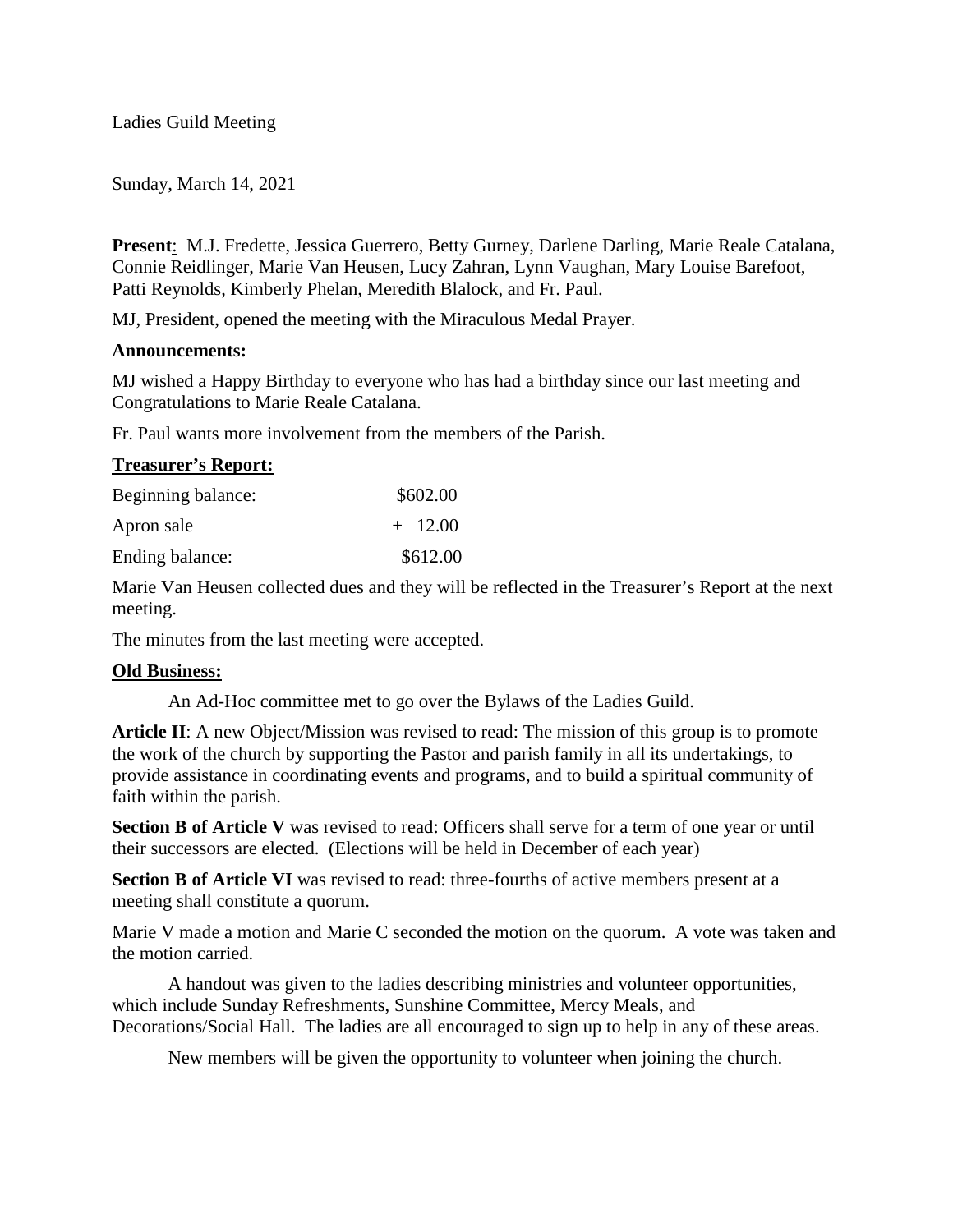Ladies Guild Meeting

Sunday, March 14, 2021

**Present**: M.J. Fredette, Jessica Guerrero, Betty Gurney, Darlene Darling, Marie Reale Catalana, Connie Reidlinger, Marie Van Heusen, Lucy Zahran, Lynn Vaughan, Mary Louise Barefoot, Patti Reynolds, Kimberly Phelan, Meredith Blalock, and Fr. Paul.

MJ, President, opened the meeting with the Miraculous Medal Prayer.

**Announcements:**

MJ wished a Happy Birthday to everyone who has had a birthday since our last meeting and Congratulations to Marie Reale Catalana.

Fr. Paul wants more involvement from the members of the Parish.

**Treasurer's Report:**

| | |
|---|---|
| Beginning balance: | \$602.00 |
| Apron sale | + 12.00 |
| Ending balance: | \$612.00 |

Marie Van Heusen collected dues and they will be reflected in the Treasurer's Report at the next meeting.

The minutes from the last meeting were accepted.

**Old Business:**

An Ad-Hoc committee met to go over the Bylaws of the Ladies Guild.

**Article II**: A new Object/Mission was revised to read: The mission of this group is to promote the work of the church by supporting the Pastor and parish family in all its undertakings, to provide assistance in coordinating events and programs, and to build a spiritual community of faith within the parish.

**Section B of Article V** was revised to read: Officers shall serve for a term of one year or until their successors are elected. (Elections will be held in December of each year)

**Section B of Article VI** was revised to read: three-fourths of active members present at a meeting shall constitute a quorum.

Marie V made a motion and Marie C seconded the motion on the quorum. A vote was taken and the motion carried.

A handout was given to the ladies describing ministries and volunteer opportunities, which include Sunday Refreshments, Sunshine Committee, Mercy Meals, and Decorations/Social Hall. The ladies are all encouraged to sign up to help in any of these areas.

New members will be given the opportunity to volunteer when joining the church.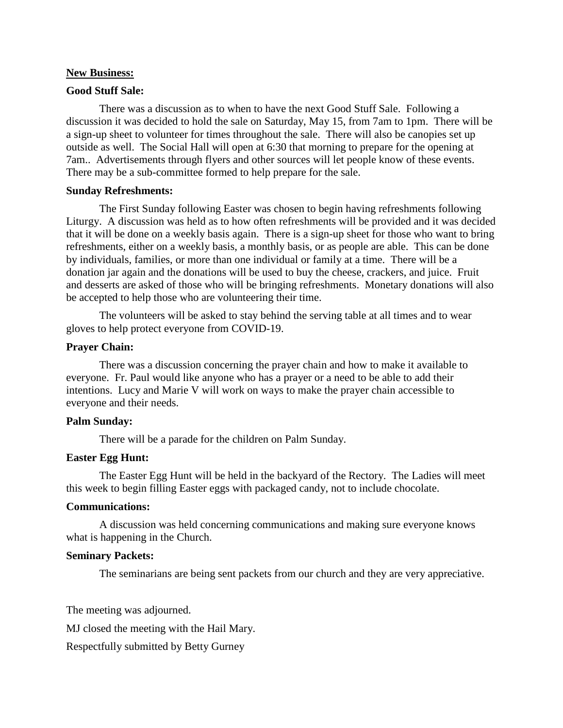**New Business:**

**Good Stuff Sale:**

There was a discussion as to when to have the next Good Stuff Sale. Following a discussion it was decided to hold the sale on Saturday, May 15, from 7am to 1pm. There will be a sign-up sheet to volunteer for times throughout the sale. There will also be canopies set up outside as well. The Social Hall will open at 6:30 that morning to prepare for the opening at 7am.. Advertisements through flyers and other sources will let people know of these events. There may be a sub-committee formed to help prepare for the sale.

**Sunday Refreshments:**

The First Sunday following Easter was chosen to begin having refreshments following Liturgy. A discussion was held as to how often refreshments will be provided and it was decided that it will be done on a weekly basis again. There is a sign-up sheet for those who want to bring refreshments, either on a weekly basis, a monthly basis, or as people are able. This can be done by individuals, families, or more than one individual or family at a time. There will be a donation jar again and the donations will be used to buy the cheese, crackers, and juice. Fruit and desserts are asked of those who will be bringing refreshments. Monetary donations will also be accepted to help those who are volunteering their time.

The volunteers will be asked to stay behind the serving table at all times and to wear gloves to help protect everyone from COVID-19.

**Prayer Chain:**

There was a discussion concerning the prayer chain and how to make it available to everyone. Fr. Paul would like anyone who has a prayer or a need to be able to add their intentions. Lucy and Marie V will work on ways to make the prayer chain accessible to everyone and their needs.

**Palm Sunday:**

There will be a parade for the children on Palm Sunday.

**Easter Egg Hunt:**

The Easter Egg Hunt will be held in the backyard of the Rectory. The Ladies will meet this week to begin filling Easter eggs with packaged candy, not to include chocolate.

**Communications:**

A discussion was held concerning communications and making sure everyone knows what is happening in the Church.

**Seminary Packets:**

The seminarians are being sent packets from our church and they are very appreciative.

The meeting was adjourned.

MJ closed the meeting with the Hail Mary.

Respectfully submitted by Betty Gurney